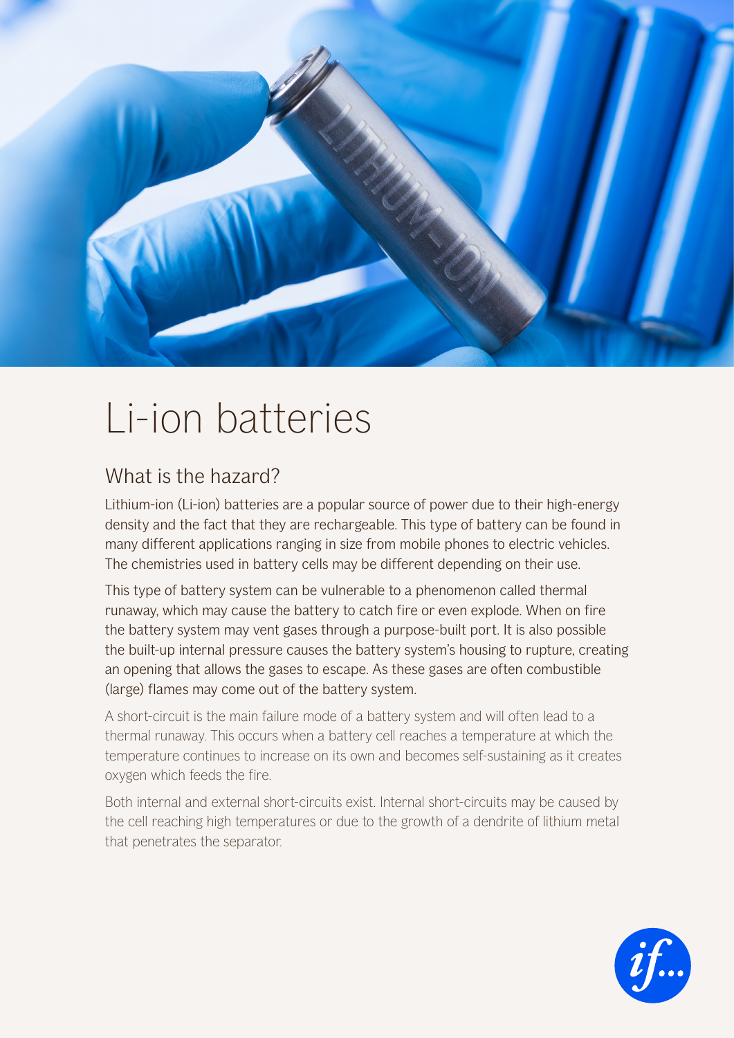# Li-ion batteries

## What is the hazard?

Lithium-ion (Li-ion) batteries are a popular source of power due to their high-energy density and the fact that they are rechargeable. This type of battery can be found in many different applications ranging in size from mobile phones to electric vehicles. The chemistries used in battery cells may be different depending on their use.

This type of battery system can be vulnerable to a phenomenon called thermal runaway, which may cause the battery to catch fire or even explode. When on fire the battery system may vent gases through a purpose-built port. It is also possible the built-up internal pressure causes the battery system's housing to rupture, creating an opening that allows the gases to escape. As these gases are often combustible (large) flames may come out of the battery system.

A short-circuit is the main failure mode of a battery system and will often lead to a thermal runaway. This occurs when a battery cell reaches a temperature at which the temperature continues to increase on its own and becomes self-sustaining as it creates oxygen which feeds the fire.

Both internal and external short-circuits exist. Internal short-circuits may be caused by the cell reaching high temperatures or due to the growth of a dendrite of lithium metal that penetrates the separator.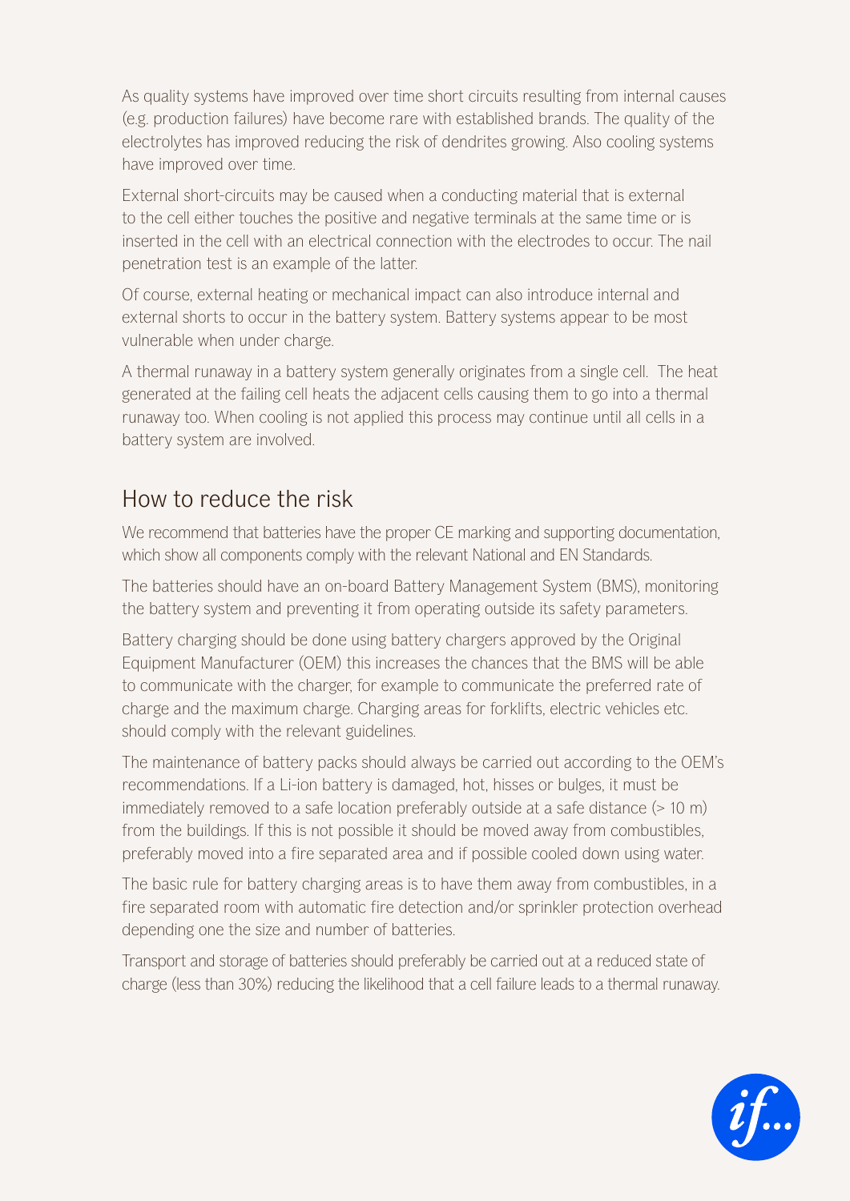As quality systems have improved over time short circuits resulting from internal causes (e.g. production failures) have become rare with established brands. The quality of the electrolytes has improved reducing the risk of dendrites growing. Also cooling systems have improved over time.

External short-circuits may be caused when a conducting material that is external to the cell either touches the positive and negative terminals at the same time or is inserted in the cell with an electrical connection with the electrodes to occur. The nail penetration test is an example of the latter.

Of course, external heating or mechanical impact can also introduce internal and external shorts to occur in the battery system. Battery systems appear to be most vulnerable when under charge.

A thermal runaway in a battery system generally originates from a single cell. The heat generated at the failing cell heats the adjacent cells causing them to go into a thermal runaway too. When cooling is not applied this process may continue until all cells in a battery system are involved.

## How to reduce the risk

We recommend that batteries have the proper CE marking and supporting documentation, which show all components comply with the relevant National and EN Standards.

The batteries should have an on-board Battery Management System (BMS), monitoring the battery system and preventing it from operating outside its safety parameters.

Battery charging should be done using battery chargers approved by the Original Equipment Manufacturer (OEM) this increases the chances that the BMS will be able to communicate with the charger, for example to communicate the preferred rate of charge and the maximum charge. Charging areas for forklifts, electric vehicles etc. should comply with the relevant guidelines.

The maintenance of battery packs should always be carried out according to the OEM's recommendations. If a Li-ion battery is damaged, hot, hisses or bulges, it must be immediately removed to a safe location preferably outside at a safe distance (> 10 m) from the buildings. If this is not possible it should be moved away from combustibles, preferably moved into a fire separated area and if possible cooled down using water.

The basic rule for battery charging areas is to have them away from combustibles, in a fire separated room with automatic fire detection and/or sprinkler protection overhead depending one the size and number of batteries.

Transport and storage of batteries should preferably be carried out at a reduced state of charge (less than 30%) reducing the likelihood that a cell failure leads to a thermal runaway.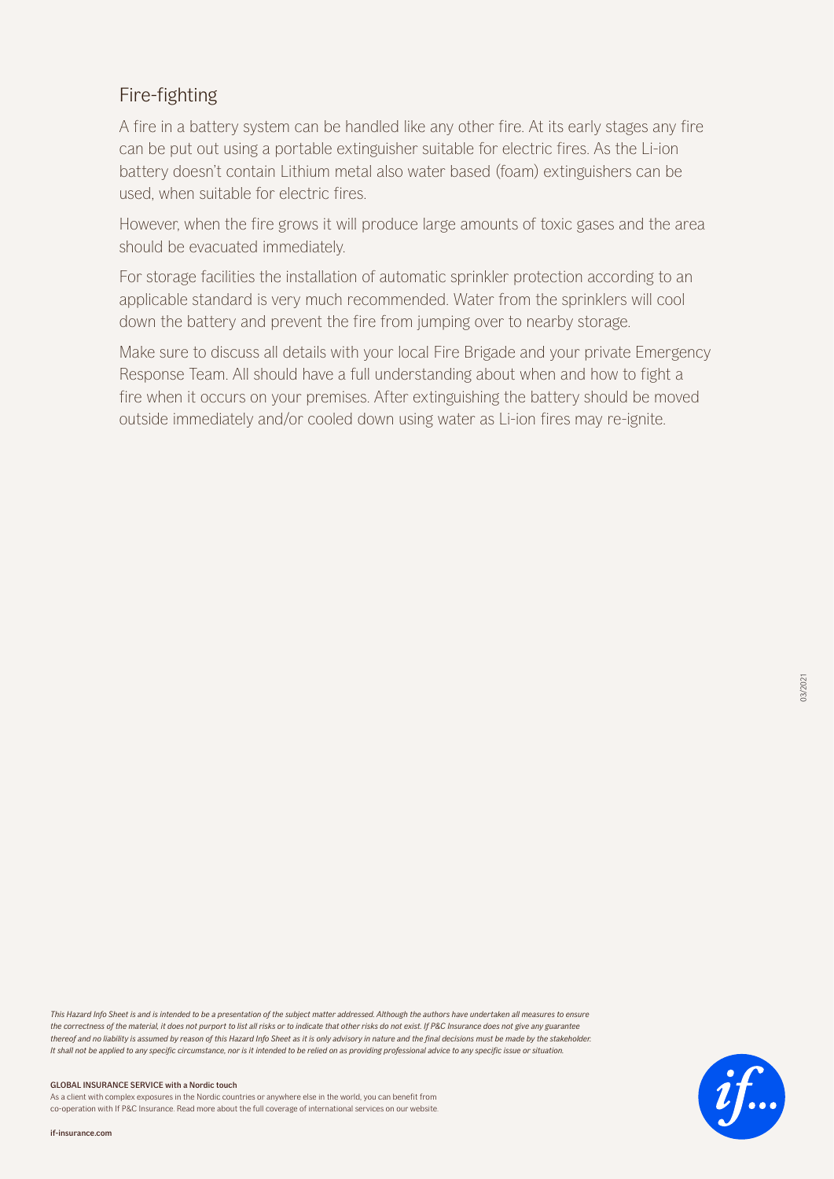## Fire-fighting

A fire in a battery system can be handled like any other fire. At its early stages any fire can be put out using a portable extinguisher suitable for electric fires. As the Li-ion battery doesn't contain Lithium metal also water based (foam) extinguishers can be used, when suitable for electric fires.

However, when the fire grows it will produce large amounts of toxic gases and the area should be evacuated immediately.

For storage facilities the installation of automatic sprinkler protection according to an applicable standard is very much recommended. Water from the sprinklers will cool down the battery and prevent the fire from jumping over to nearby storage.

Make sure to discuss all details with your local Fire Brigade and your private Emergency Response Team. All should have a full understanding about when and how to fight a fire when it occurs on your premises. After extinguishing the battery should be moved outside immediately and/or cooled down using water as Li-ion fires may re-ignite.

03/2021

*This Hazard Info Sheet is and is intended to be a presentation of the subject matter addressed. Although the authors have undertaken all measures to ensure the correctness of the material, it does not purport to list all risks or to indicate that other risks do not exist. If P&C Insurance does not give any guarantee thereof and no liability is assumed by reason of this Hazard Info Sheet as it is only advisory in nature and the final decisions must be made by the stakeholder. It shall not be applied to any specific circumstance, nor is it intended to be relied on as providing professional advice to any specific issue or situation.*

**GLOBAL INSURANCE SERVICE with a Nordic touch**

As a client with complex exposures in the Nordic countries or anywhere else in the world, you can benefit from co-operation with If P&C Insurance. Read more about the full coverage of international services on our website.

**if-insurance.com**